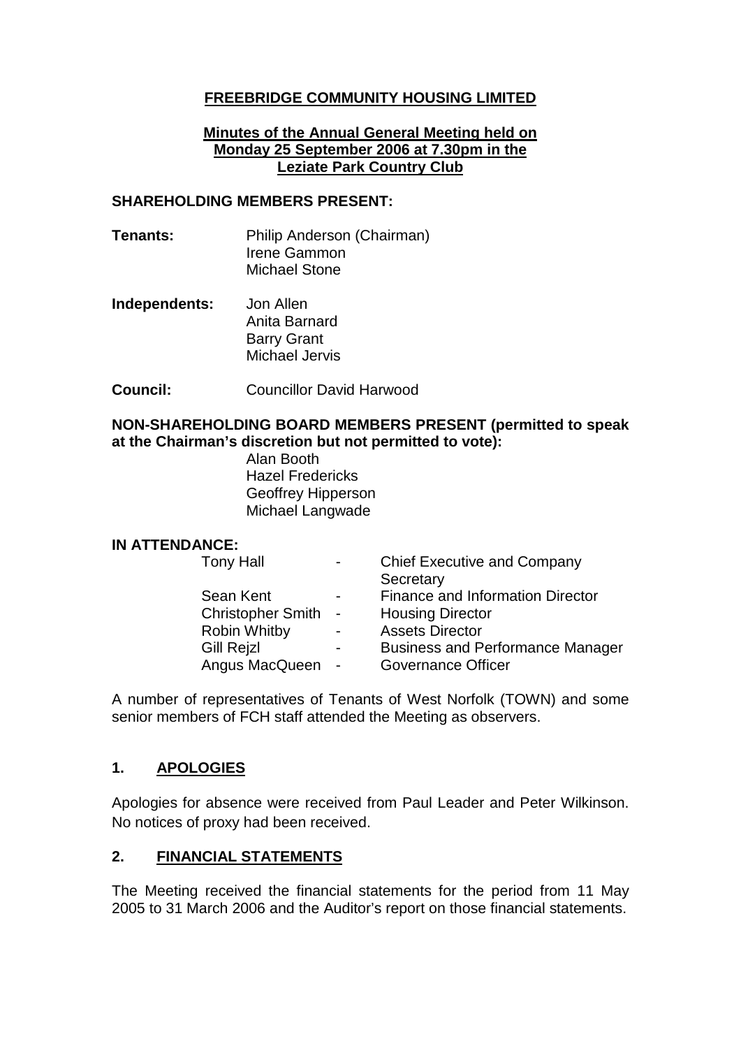# FREEBRIDGE COMMUNITY HOUSING LIMITED

## Minutes of the Annual General Meeting held on Monday 25 September 2006 at 7.30pm in the Leziate Park Country Club

### SHAREHOLDING MEMBERS PRESENT:

**Tenants:** Philip Anderson (Chairman)
Irene Gammon
Michael Stone

**Independents:** Jon Allen
Anita Barnard
Barry Grant
Michael Jervis

**Council:** Councillor David Harwood

### NON-SHAREHOLDING BOARD MEMBERS PRESENT (permitted to speak at the Chairman's discretion but not permitted to vote):

Alan Booth
Hazel Fredericks
Geoffrey Hipperson
Michael Langwade

### IN ATTENDANCE:

| | | |
|---|---|---|
| Tony Hall | - | Chief Executive and Company Secretary |
| Sean Kent | - | Finance and Information Director |
| Christopher Smith | - | Housing Director |
| Robin Whitby | - | Assets Director |
| Gill Rejzl | - | Business and Performance Manager |
| Angus MacQueen | - | Governance Officer |

A number of representatives of Tenants of West Norfolk (TOWN) and some senior members of FCH staff attended the Meeting as observers.

## 1. APOLOGIES

Apologies for absence were received from Paul Leader and Peter Wilkinson. No notices of proxy had been received.

## 2. FINANCIAL STATEMENTS

The Meeting received the financial statements for the period from 11 May 2005 to 31 March 2006 and the Auditor's report on those financial statements.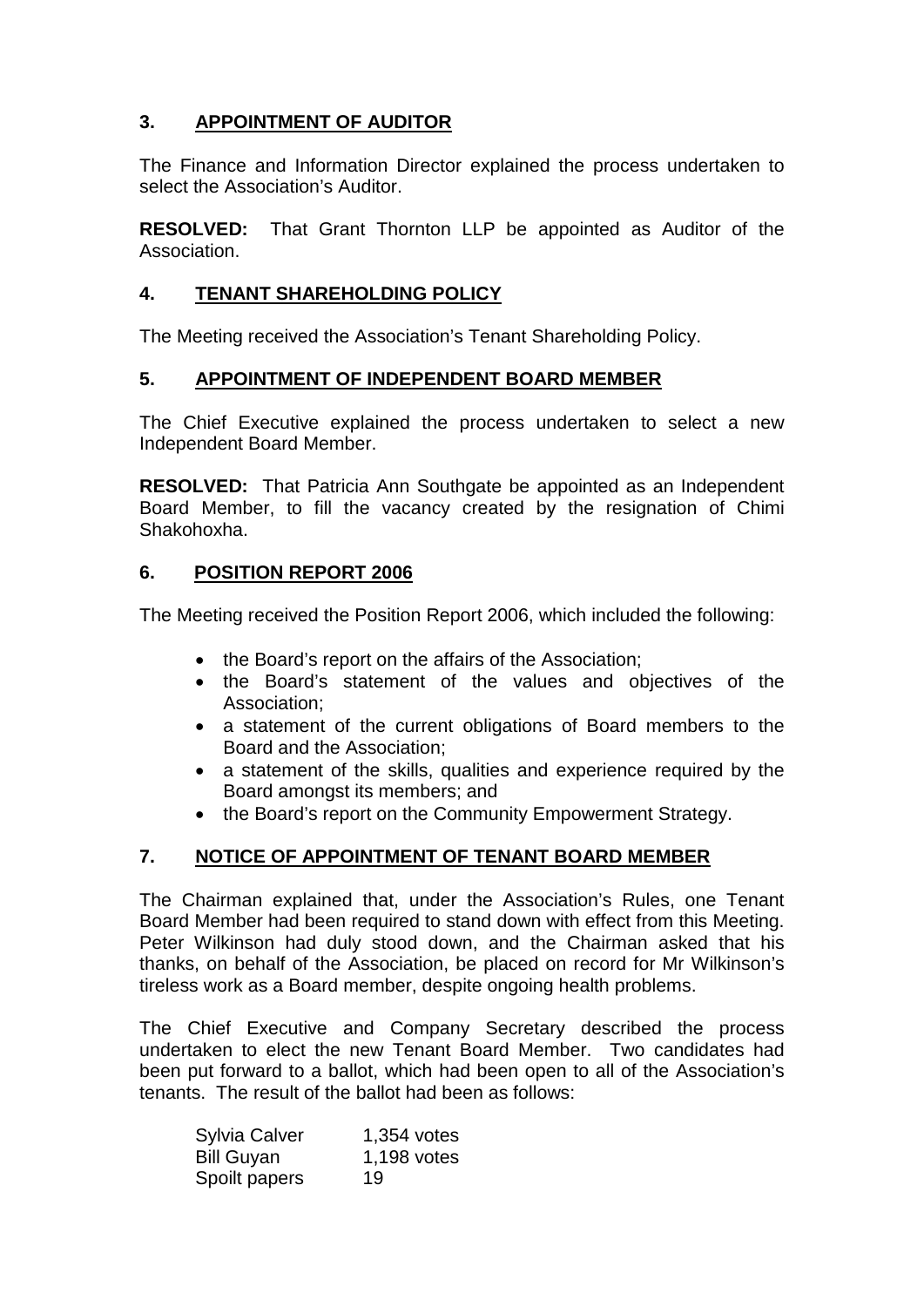## 3. APPOINTMENT OF AUDITOR

The Finance and Information Director explained the process undertaken to select the Association's Auditor.

**RESOLVED:** That Grant Thornton LLP be appointed as Auditor of the Association.

## 4. TENANT SHAREHOLDING POLICY

The Meeting received the Association's Tenant Shareholding Policy.

## 5. APPOINTMENT OF INDEPENDENT BOARD MEMBER

The Chief Executive explained the process undertaken to select a new Independent Board Member.

**RESOLVED:** That Patricia Ann Southgate be appointed as an Independent Board Member, to fill the vacancy created by the resignation of Chimi Shakohoxha.

## 6. POSITION REPORT 2006

The Meeting received the Position Report 2006, which included the following:

- the Board's report on the affairs of the Association;
- the Board's statement of the values and objectives of the Association;
- a statement of the current obligations of Board members to the Board and the Association;
- a statement of the skills, qualities and experience required by the Board amongst its members; and
- the Board's report on the Community Empowerment Strategy.

## 7. NOTICE OF APPOINTMENT OF TENANT BOARD MEMBER

The Chairman explained that, under the Association's Rules, one Tenant Board Member had been required to stand down with effect from this Meeting. Peter Wilkinson had duly stood down, and the Chairman asked that his thanks, on behalf of the Association, be placed on record for Mr Wilkinson's tireless work as a Board member, despite ongoing health problems.

The Chief Executive and Company Secretary described the process undertaken to elect the new Tenant Board Member. Two candidates had been put forward to a ballot, which had been open to all of the Association's tenants. The result of the ballot had been as follows:

| | |
|---|---|
| Sylvia Calver | 1,354 votes |
| Bill Guyan | 1,198 votes |
| Spoilt papers | 19 |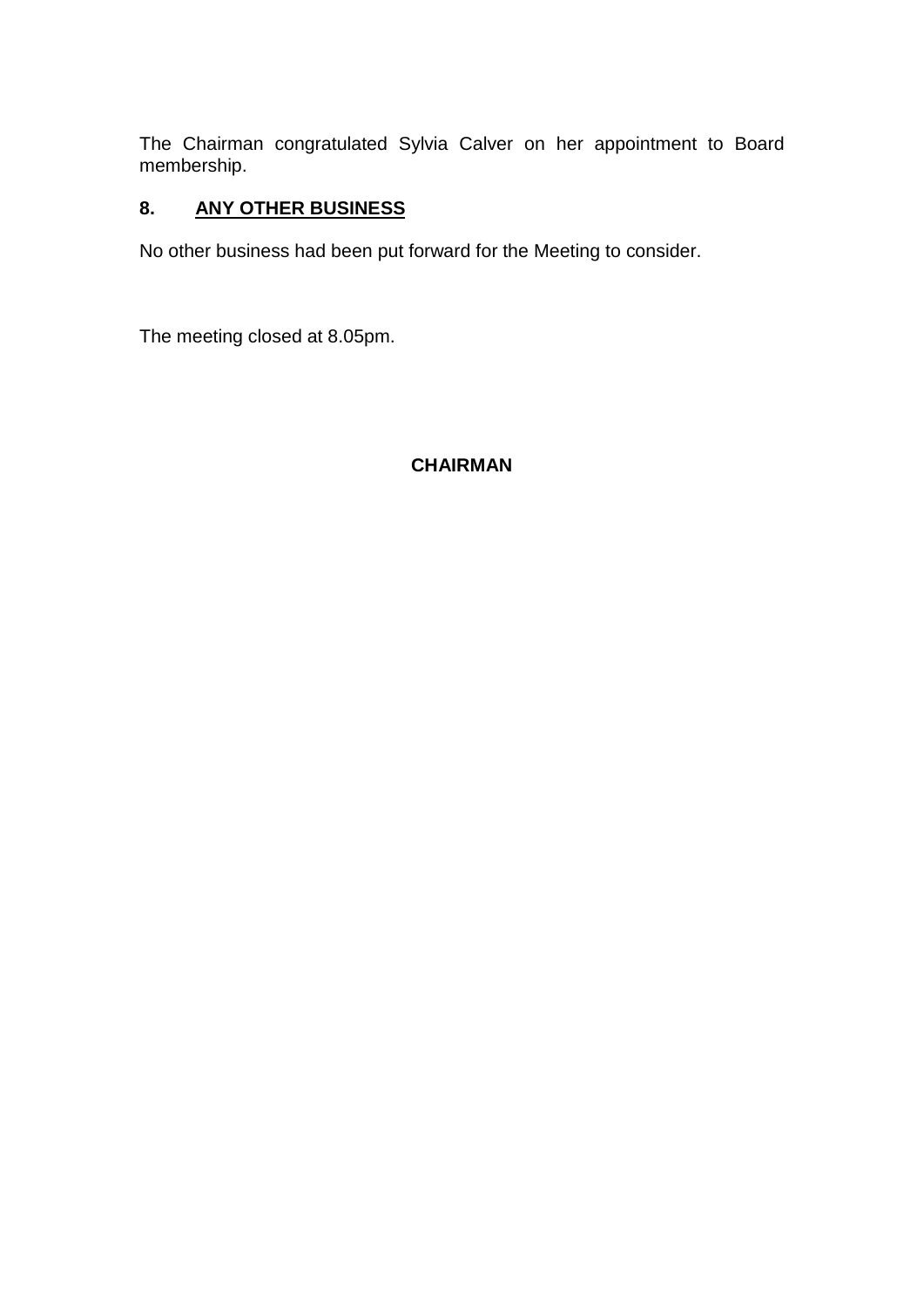The Chairman congratulated Sylvia Calver on her appointment to Board membership.

## 8. ANY OTHER BUSINESS

No other business had been put forward for the Meeting to consider.

The meeting closed at 8.05pm.

**CHAIRMAN**